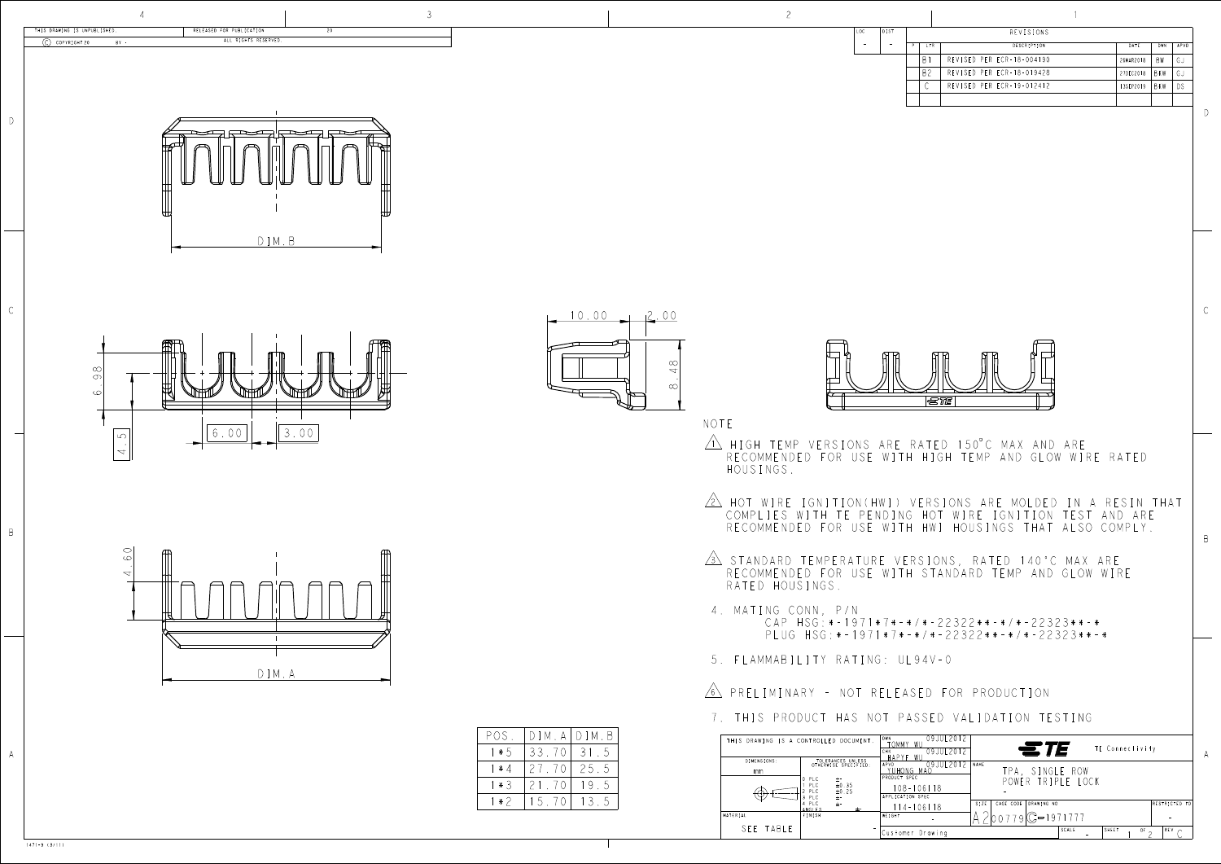THIS DRAWING IS UNPUBLISHED. | RELEASED FOR PUBLICATION 20

© COPYRIGHT 20 BY - | ALL RIGHTS RESERVED.

| LOC | DIST |
|---|---|
| - | - |

## REVISIONS

| P | LTR | DESCRIPTION | DATE | DWN | APVD |
|---|---|---|---|---|---|
| | B1 | REVISED PER ECR-18-004190 | 26MAR2018 | BW | CJ |
| | B2 | REVISED PER ECR-18-019428 | 27DEC2018 | BXW | CJ |
| | C | REVISED PER ECR-19-012412 | 13SEP2019 | BXW | DS |

DIM.B

6.98

4.5

6.00

3.00

10.00

2.00

8.48

4.60

DIM.A

NOTE

1. HIGH TEMP VERSIONS ARE RATED 150°C MAX AND ARE RECOMMENDED FOR USE WITH HIGH TEMP AND GLOW WIRE RATED HOUSINGS.

2. HOT WIRE IGNITION(HWI) VERSIONS ARE MOLDED IN A RESIN THAT COMPLIES WITH TE PENDING HOT WIRE IGNITION TEST AND ARE RECOMMENDED FOR USE WITH HWI HOUSINGS THAT ALSO COMPLY.

3. STANDARD TEMPERATURE VERSIONS, RATED 140°C MAX ARE RECOMMENDED FOR USE WITH STANDARD TEMP AND GLOW WIRE RATED HOUSINGS.

4. MATING CONN, P/N
   CAP HSG:*-1971*7*-*/*-22322**-*/*-22323**-*
   PLUG HSG:*-1971*7*-*/*-22322**-*/*-22323**-*

5. FLAMMABILITY RATING: UL94V-0

6. PRELIMINARY - NOT RELEASED FOR PRODUCTION

7. THIS PRODUCT HAS NOT PASSED VALIDATION TESTING

| POS. | DIM.A | DIM.B |
|---|---|---|
| 1*5 | 33.70 | 31.5 |
| 1*4 | 27.70 | 25.5 |
| 1*3 | 21.70 | 19.5 |
| 1*2 | 15.70 | 13.5 |

THIS DRAWING IS A CONTROLLED DOCUMENT.

DIMENSIONS: mm

TOLERANCES UNLESS OTHERWISE SPECIFIED:
0 PLC ±-
1 PLC ±0.35
2 PLC ±0.25
3 PLC ±-
4 PLC ±-
ANGLES ±-

MATERIAL: SEE TABLE

FINISH: -

DWN: TOMMY WU 09JUL2012

CHK: HAPYF WU 09JUL2012

APVD: YUHONG MAO 09JUL2012

PRODUCT SPEC: 108-106118

APPLICATION SPEC: 114-106118

WEIGHT: -

Customer Drawing

TE Connectivity

NAME: TPA, SINGLE ROW POWER TRIPLE LOCK

SIZE: A2 | CAGE CODE: 00779 | DRAWING NO: C-1971777 | RESTRICTED TO: -

SCALE: - | SHEET 1 OF 2 | REV C

1471-9 (3/11)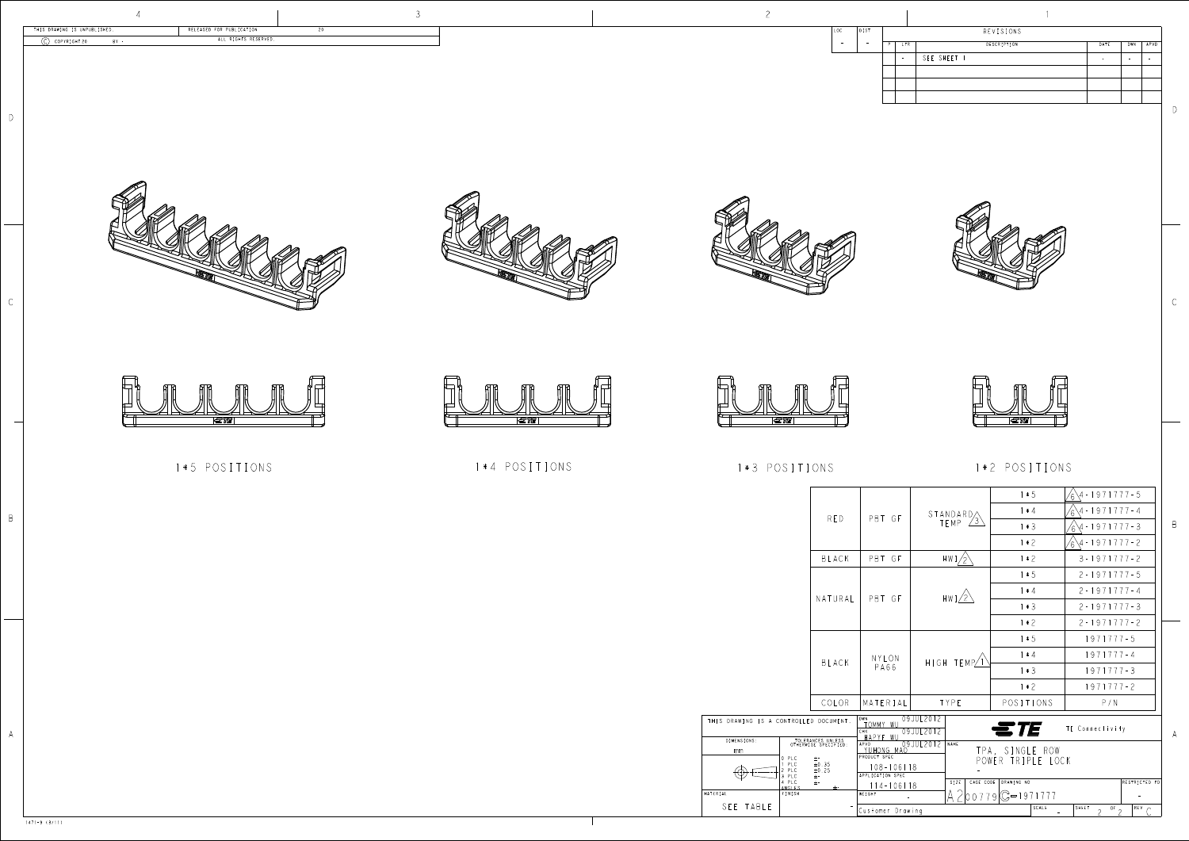THIS DRAWING IS UNPUBLISHED. RELEASED FOR PUBLICATION 20
© COPYRIGHT 20 BY - ALL RIGHTS RESERVED.

| LOC | DIST |
|---|---|
| - | - |

REVISIONS

| P | LTR | DESCRIPTION | DATE | DWN | APVD |
|---|---|---|---|---|---|
| | - | SEE SHEET 1 | - | - | - |

1*5 POSITIONS

1*4 POSITIONS

1*3 POSITIONS

1*2 POSITIONS

| COLOR | MATERIAL | TYPE | POSITIONS | P/N |
|---|---|---|---|---|
| RED | PBT GF | STANDARD TEMP 3 | 1*5 | 6 4-1971777-5 |
| | | | 1*4 | 6 4-1971777-4 |
| | | | 1*3 | 6 4-1971777-3 |
| | | | 1*2 | 6 4-1971777-2 |
| BLACK | PBT GF | HWI 2 | 1*2 | 3-1971777-2 |
| NATURAL | PBT GF | HWI 2 | 1*5 | 2-1971777-5 |
| | | | 1*4 | 2-1971777-4 |
| | | | 1*3 | 2-1971777-3 |
| | | | 1*2 | 2-1971777-2 |
| BLACK | NYLON PA66 | HIGH TEMP 1 | 1*5 | 1971777-5 |
| | | | 1*4 | 1971777-4 |
| | | | 1*3 | 1971777-3 |
| | | | 1*2 | 1971777-2 |

THIS DRAWING IS A CONTROLLED DOCUMENT.

DIMENSIONS: mm

TOLERANCES UNLESS OTHERWISE SPECIFIED:
0 PLC ±-
1 PLC ±0.35
2 PLC ±0.25
3 PLC ±-
4 PLC ±-
ANGLES ±-

MATERIAL: SEE TABLE

FINISH: -

DWN: TOMMY WU 09JUL2012
CHK: HAPYF WU 09JUL2012
APVD: YUHONG MAO 09JUL2012
PRODUCT SPEC: 108-106118
APPLICATION SPEC: 114-106118
WEIGHT: -

TE Connectivity

NAME: TPA, SINGLE ROW POWER TRIPLE LOCK

SIZE: A2 CAGE CODE: 00779 DRAWING NO: C-1971777

RESTRICTED TO: -

SCALE: - SHEET 2 OF 2 REV C

Customer Drawing

1471-9 (3/11)